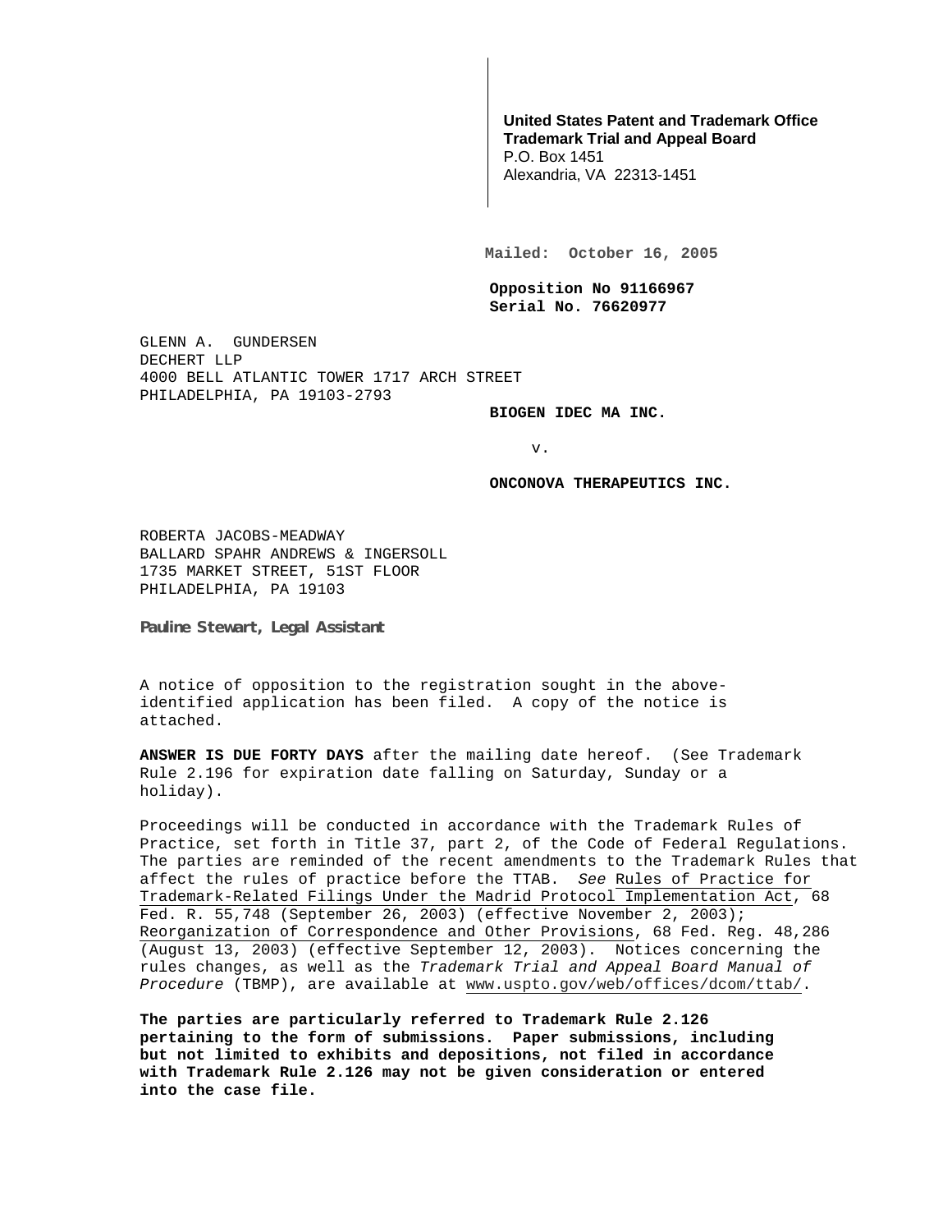**United States Patent and Trademark Office**
**Trademark Trial and Appeal Board**
P.O. Box 1451
Alexandria, VA 22313-1451

**Mailed: October 16, 2005**

**Opposition No 91166967**
**Serial No. 76620977**

GLENN A. GUNDERSEN
DECHERT LLP
4000 BELL ATLANTIC TOWER 1717 ARCH STREET
PHILADELPHIA, PA 19103-2793

**BIOGEN IDEC MA INC.**

v.

**ONCONOVA THERAPEUTICS INC.**

ROBERTA JACOBS-MEADWAY
BALLARD SPAHR ANDREWS & INGERSOLL
1735 MARKET STREET, 51ST FLOOR
PHILADELPHIA, PA 19103

**Pauline Stewart, Legal Assistant**

A notice of opposition to the registration sought in the above-identified application has been filed. A copy of the notice is attached.

**ANSWER IS DUE FORTY DAYS** after the mailing date hereof. (See Trademark Rule 2.196 for expiration date falling on Saturday, Sunday or a holiday).

Proceedings will be conducted in accordance with the Trademark Rules of Practice, set forth in Title 37, part 2, of the Code of Federal Regulations. The parties are reminded of the recent amendments to the Trademark Rules that affect the rules of practice before the TTAB. *See* Rules of Practice for Trademark-Related Filings Under the Madrid Protocol Implementation Act, 68 Fed. R. 55,748 (September 26, 2003) (effective November 2, 2003); Reorganization of Correspondence and Other Provisions, 68 Fed. Reg. 48,286 (August 13, 2003) (effective September 12, 2003). Notices concerning the rules changes, as well as the *Trademark Trial and Appeal Board Manual of Procedure* (TBMP), are available at www.uspto.gov/web/offices/dcom/ttab/.

**The parties are particularly referred to Trademark Rule 2.126 pertaining to the form of submissions. Paper submissions, including but not limited to exhibits and depositions, not filed in accordance with Trademark Rule 2.126 may not be given consideration or entered into the case file.**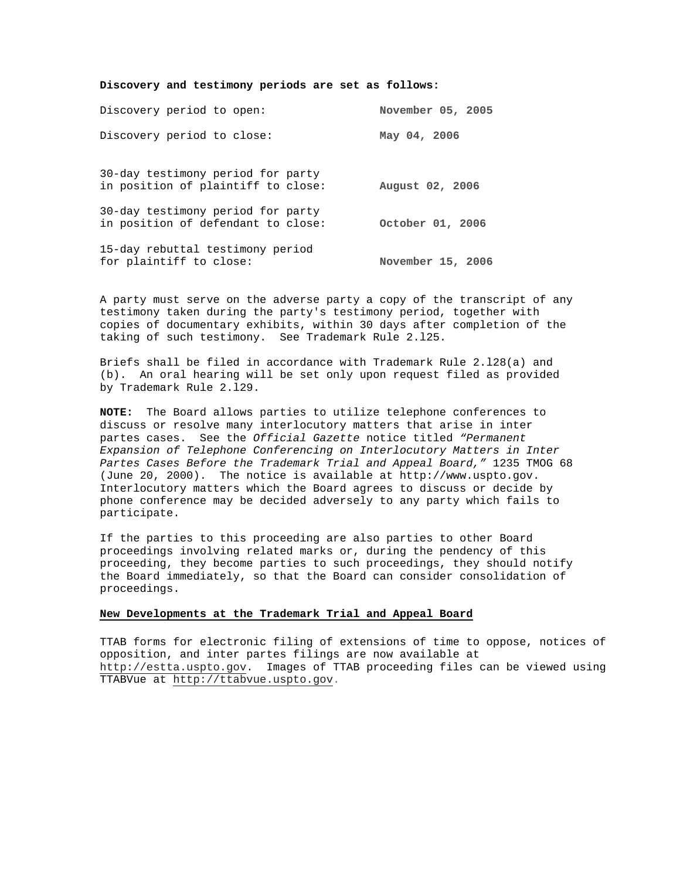**Discovery and testimony periods are set as follows:**

| | |
|---|---|
| Discovery period to open: | **November 05, 2005** |
| Discovery period to close: | **May 04, 2006** |
| 30-day testimony period for party in position of plaintiff to close: | **August 02, 2006** |
| 30-day testimony period for party in position of defendant to close: | **October 01, 2006** |
| 15-day rebuttal testimony period for plaintiff to close: | **November 15, 2006** |

A party must serve on the adverse party a copy of the transcript of any testimony taken during the party's testimony period, together with copies of documentary exhibits, within 30 days after completion of the taking of such testimony. See Trademark Rule 2.l25.

Briefs shall be filed in accordance with Trademark Rule 2.l28(a) and (b). An oral hearing will be set only upon request filed as provided by Trademark Rule 2.l29.

**NOTE:** The Board allows parties to utilize telephone conferences to discuss or resolve many interlocutory matters that arise in inter partes cases. See the *Official Gazette* notice titled *"Permanent Expansion of Telephone Conferencing on Interlocutory Matters in Inter Partes Cases Before the Trademark Trial and Appeal Board,"* 1235 TMOG 68 (June 20, 2000). The notice is available at http://www.uspto.gov. Interlocutory matters which the Board agrees to discuss or decide by phone conference may be decided adversely to any party which fails to participate.

If the parties to this proceeding are also parties to other Board proceedings involving related marks or, during the pendency of this proceeding, they become parties to such proceedings, they should notify the Board immediately, so that the Board can consider consolidation of proceedings.

**New Developments at the Trademark Trial and Appeal Board**

TTAB forms for electronic filing of extensions of time to oppose, notices of opposition, and inter partes filings are now available at http://estta.uspto.gov. Images of TTAB proceeding files can be viewed using TTABVue at http://ttabvue.uspto.gov.